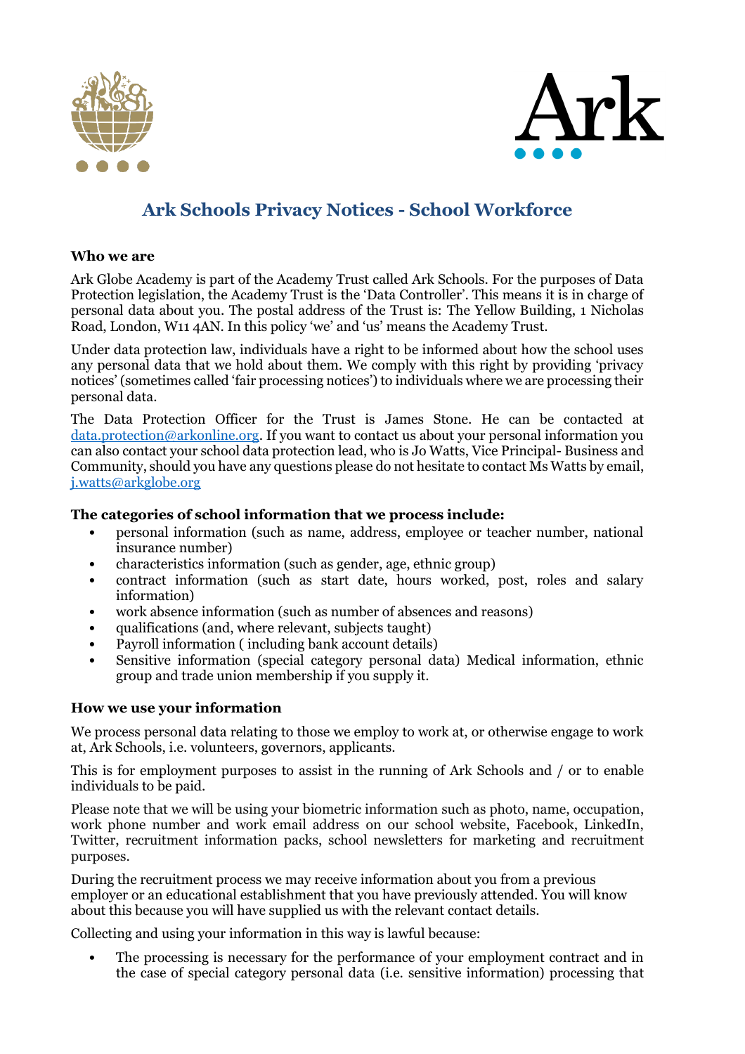# Ark Schools Privacy Notices - School Workforce

### Who we are

Ark Globe Academy is part of the Academy Trust called Ark Schools. For the purposes of Data Protection legislation, the Academy Trust is the 'Data Controller'. This means it is in charge of personal data about you. The postal address of the Trust is: The Yellow Building, 1 Nicholas Road, London, W11 4AN. In this policy 'we' and 'us' means the Academy Trust.

Under data protection law, individuals have a right to be informed about how the school uses any personal data that we hold about them. We comply with this right by providing 'privacy notices' (sometimes called 'fair processing notices') to individuals where we are processing their personal data.

The Data Protection Officer for the Trust is James Stone. He can be contacted at data.protection@arkonline.org. If you want to contact us about your personal information you can also contact your school data protection lead, who is Jo Watts, Vice Principal- Business and Community, should you have any questions please do not hesitate to contact Ms Watts by email, j.watts@arkglobe.org

### The categories of school information that we process include:

- personal information (such as name, address, employee or teacher number, national insurance number)
- characteristics information (such as gender, age, ethnic group)
- contract information (such as start date, hours worked, post, roles and salary information)
- work absence information (such as number of absences and reasons)
- qualifications (and, where relevant, subjects taught)
- Payroll information ( including bank account details)
- Sensitive information (special category personal data) Medical information, ethnic group and trade union membership if you supply it.

### How we use your information

We process personal data relating to those we employ to work at, or otherwise engage to work at, Ark Schools, i.e. volunteers, governors, applicants.

This is for employment purposes to assist in the running of Ark Schools and / or to enable individuals to be paid.

Please note that we will be using your biometric information such as photo, name, occupation, work phone number and work email address on our school website, Facebook, LinkedIn, Twitter, recruitment information packs, school newsletters for marketing and recruitment purposes.

During the recruitment process we may receive information about you from a previous employer or an educational establishment that you have previously attended. You will know about this because you will have supplied us with the relevant contact details.

Collecting and using your information in this way is lawful because:

- The processing is necessary for the performance of your employment contract and in the case of special category personal data (i.e. sensitive information) processing that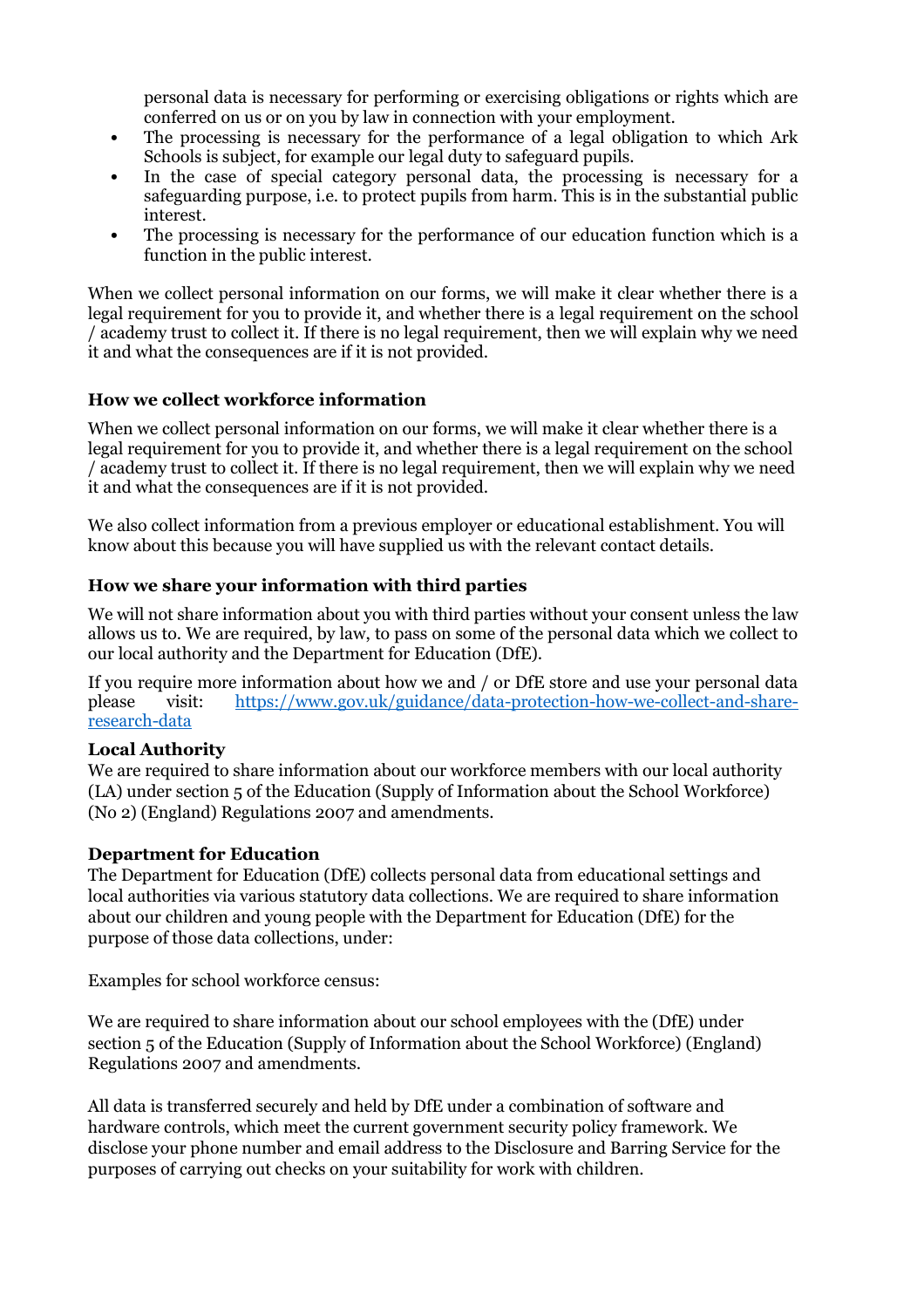personal data is necessary for performing or exercising obligations or rights which are conferred on us or on you by law in connection with your employment.

- The processing is necessary for the performance of a legal obligation to which Ark Schools is subject, for example our legal duty to safeguard pupils.
- In the case of special category personal data, the processing is necessary for a safeguarding purpose, i.e. to protect pupils from harm. This is in the substantial public interest.
- The processing is necessary for the performance of our education function which is a function in the public interest.

When we collect personal information on our forms, we will make it clear whether there is a legal requirement for you to provide it, and whether there is a legal requirement on the school / academy trust to collect it. If there is no legal requirement, then we will explain why we need it and what the consequences are if it is not provided.

### How we collect workforce information

When we collect personal information on our forms, we will make it clear whether there is a legal requirement for you to provide it, and whether there is a legal requirement on the school / academy trust to collect it. If there is no legal requirement, then we will explain why we need it and what the consequences are if it is not provided.

We also collect information from a previous employer or educational establishment. You will know about this because you will have supplied us with the relevant contact details.

### How we share your information with third parties

We will not share information about you with third parties without your consent unless the law allows us to. We are required, by law, to pass on some of the personal data which we collect to our local authority and the Department for Education (DfE).

If you require more information about how we and / or DfE store and use your personal data please visit: [https://www.gov.uk/guidance/data-protection-how-we-collect-and-share-research-data](https://www.gov.uk/guidance/data-protection-how-we-collect-and-share-research-data)

**Local Authority**

We are required to share information about our workforce members with our local authority (LA) under section 5 of the Education (Supply of Information about the School Workforce) (No 2) (England) Regulations 2007 and amendments.

**Department for Education**

The Department for Education (DfE) collects personal data from educational settings and local authorities via various statutory data collections. We are required to share information about our children and young people with the Department for Education (DfE) for the purpose of those data collections, under:

Examples for school workforce census:

We are required to share information about our school employees with the (DfE) under section 5 of the Education (Supply of Information about the School Workforce) (England) Regulations 2007 and amendments.

All data is transferred securely and held by DfE under a combination of software and hardware controls, which meet the current government security policy framework. We disclose your phone number and email address to the Disclosure and Barring Service for the purposes of carrying out checks on your suitability for work with children.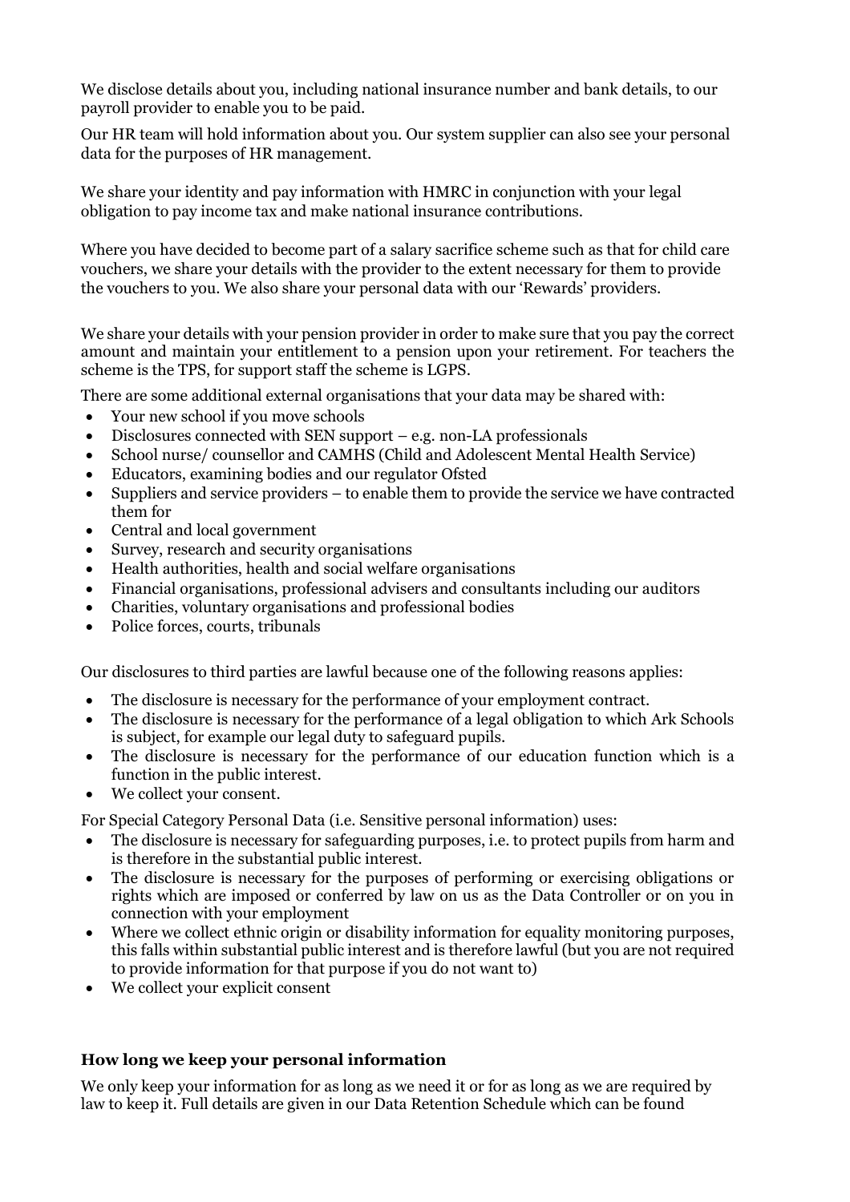We disclose details about you, including national insurance number and bank details, to our payroll provider to enable you to be paid.

Our HR team will hold information about you. Our system supplier can also see your personal data for the purposes of HR management.

We share your identity and pay information with HMRC in conjunction with your legal obligation to pay income tax and make national insurance contributions.

Where you have decided to become part of a salary sacrifice scheme such as that for child care vouchers, we share your details with the provider to the extent necessary for them to provide the vouchers to you. We also share your personal data with our 'Rewards' providers.

We share your details with your pension provider in order to make sure that you pay the correct amount and maintain your entitlement to a pension upon your retirement. For teachers the scheme is the TPS, for support staff the scheme is LGPS.

There are some additional external organisations that your data may be shared with:

- Your new school if you move schools
- Disclosures connected with SEN support – e.g. non-LA professionals
- School nurse/ counsellor and CAMHS (Child and Adolescent Mental Health Service)
- Educators, examining bodies and our regulator Ofsted
- Suppliers and service providers – to enable them to provide the service we have contracted them for
- Central and local government
- Survey, research and security organisations
- Health authorities, health and social welfare organisations
- Financial organisations, professional advisers and consultants including our auditors
- Charities, voluntary organisations and professional bodies
- Police forces, courts, tribunals

Our disclosures to third parties are lawful because one of the following reasons applies:

- The disclosure is necessary for the performance of your employment contract.
- The disclosure is necessary for the performance of a legal obligation to which Ark Schools is subject, for example our legal duty to safeguard pupils.
- The disclosure is necessary for the performance of our education function which is a function in the public interest.
- We collect your consent.

For Special Category Personal Data (i.e. Sensitive personal information) uses:

- The disclosure is necessary for safeguarding purposes, i.e. to protect pupils from harm and is therefore in the substantial public interest.
- The disclosure is necessary for the purposes of performing or exercising obligations or rights which are imposed or conferred by law on us as the Data Controller or on you in connection with your employment
- Where we collect ethnic origin or disability information for equality monitoring purposes, this falls within substantial public interest and is therefore lawful (but you are not required to provide information for that purpose if you do not want to)
- We collect your explicit consent

### How long we keep your personal information

We only keep your information for as long as we need it or for as long as we are required by law to keep it. Full details are given in our Data Retention Schedule which can be found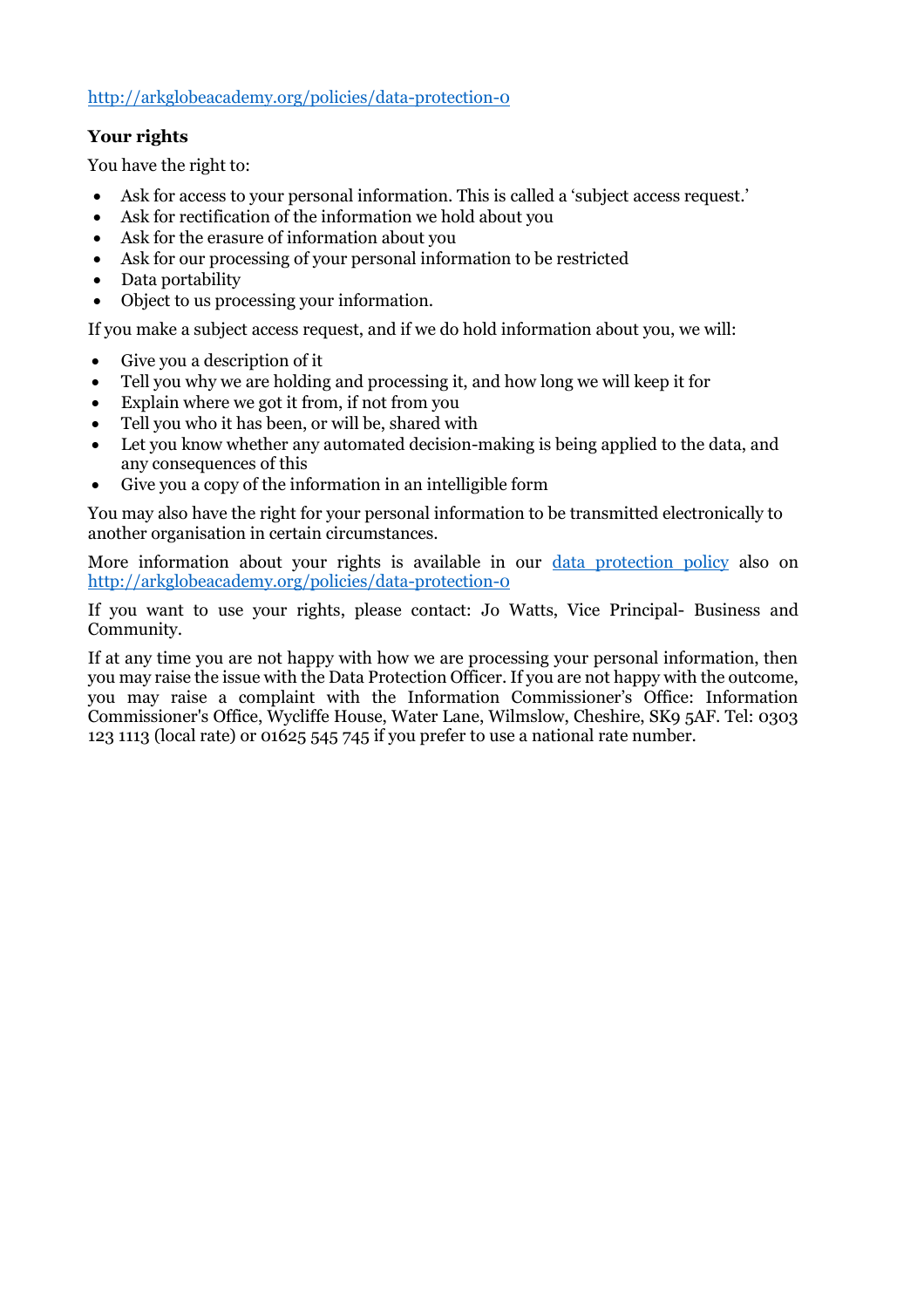http://arkglobeacademy.org/policies/data-protection-0

**Your rights**

You have the right to:

- Ask for access to your personal information. This is called a 'subject access request.'
- Ask for rectification of the information we hold about you
- Ask for the erasure of information about you
- Ask for our processing of your personal information to be restricted
- Data portability
- Object to us processing your information.

If you make a subject access request, and if we do hold information about you, we will:

- Give you a description of it
- Tell you why we are holding and processing it, and how long we will keep it for
- Explain where we got it from, if not from you
- Tell you who it has been, or will be, shared with
- Let you know whether any automated decision-making is being applied to the data, and any consequences of this
- Give you a copy of the information in an intelligible form

You may also have the right for your personal information to be transmitted electronically to another organisation in certain circumstances.

More information about your rights is available in our data protection policy also on http://arkglobeacademy.org/policies/data-protection-0

If you want to use your rights, please contact: Jo Watts, Vice Principal- Business and Community.

If at any time you are not happy with how we are processing your personal information, then you may raise the issue with the Data Protection Officer. If you are not happy with the outcome, you may raise a complaint with the Information Commissioner's Office: Information Commissioner's Office, Wycliffe House, Water Lane, Wilmslow, Cheshire, SK9 5AF. Tel: 0303 123 1113 (local rate) or 01625 545 745 if you prefer to use a national rate number.